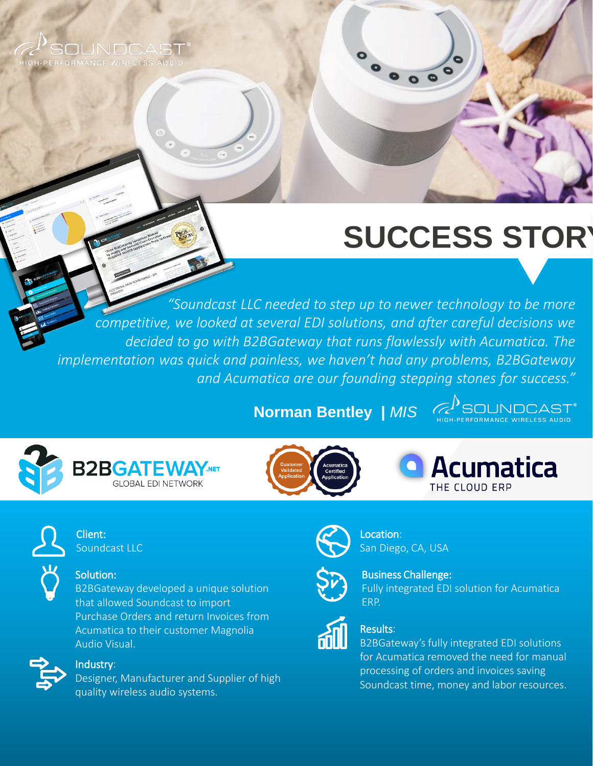# SUCCESS STORY

*"Soundcast LLC needed to step up to newer technology to be more competitive, we looked at several EDI solutions, and after careful decisions we decided to go with B2BGateway that runs flawlessly with Acumatica. The implementation was quick and painless, we haven't had any problems, B2BGateway and Acumatica are our founding stepping stones for success."*

**Norman Bentley | *MIS***

**Client:**
Soundcast LLC

**Solution:**
B2BGateway developed a unique solution that allowed Soundcast to import Purchase Orders and return Invoices from Acumatica to their customer Magnolia Audio Visual.

**Industry:**
Designer, Manufacturer and Supplier of high quality wireless audio systems.

**Location:**
San Diego, CA, USA

**Business Challenge:**
Fully integrated EDI solution for Acumatica ERP.

**Results:**
B2BGateway's fully integrated EDI solutions for Acumatica removed the need for manual processing of orders and invoices saving Soundcast time, money and labor resources.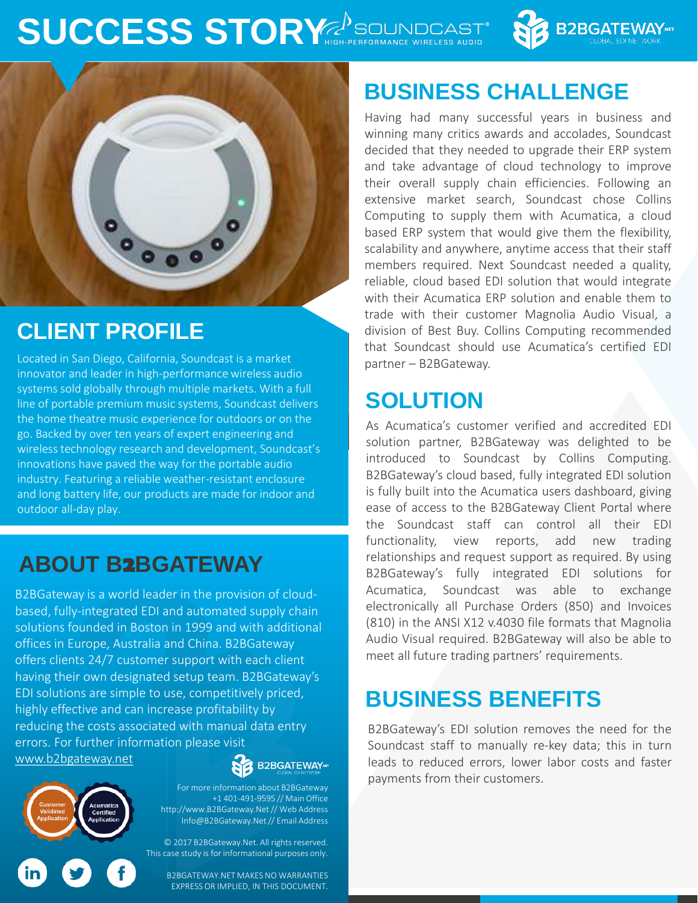# SUCCESS STORY

SOUNDCAST® HIGH-PERFORMANCE WIRELESS AUDIO

B2BGATEWAY.NET GLOBAL EDI NETWORK

## CLIENT PROFILE

Located in San Diego, California, Soundcast is a market innovator and leader in high-performance wireless audio systems sold globally through multiple markets. With a full line of portable premium music systems, Soundcast delivers the home theatre music experience for outdoors or on the go. Backed by over ten years of expert engineering and wireless technology research and development, Soundcast's innovations have paved the way for the portable audio industry. Featuring a reliable weather-resistant enclosure and long battery life, our products are made for indoor and outdoor all-day play.

## ABOUT B2BGATEWAY

B2BGateway is a world leader in the provision of cloud-based, fully-integrated EDI and automated supply chain solutions founded in Boston in 1999 and with additional offices in Europe, Australia and China. B2BGateway offers clients 24/7 customer support with each client having their own designated setup team. B2BGateway's EDI solutions are simple to use, competitively priced, highly effective and can increase profitability by reducing the costs associated with manual data entry errors. For further information please visit www.b2bgateway.net

## BUSINESS CHALLENGE

Having had many successful years in business and winning many critics awards and accolades, Soundcast decided that they needed to upgrade their ERP system and take advantage of cloud technology to improve their overall supply chain efficiencies. Following an extensive market search, Soundcast chose Collins Computing to supply them with Acumatica, a cloud based ERP system that would give them the flexibility, scalability and anywhere, anytime access that their staff members required. Next Soundcast needed a quality, reliable, cloud based EDI solution that would integrate with their Acumatica ERP solution and enable them to trade with their customer Magnolia Audio Visual, a division of Best Buy. Collins Computing recommended that Soundcast should use Acumatica's certified EDI partner – B2BGateway.

## SOLUTION

As Acumatica's customer verified and accredited EDI solution partner, B2BGateway was delighted to be introduced to Soundcast by Collins Computing. B2BGateway's cloud based, fully integrated EDI solution is fully built into the Acumatica users dashboard, giving ease of access to the B2BGateway Client Portal where the Soundcast staff can control all their EDI functionality, view reports, add new trading relationships and request support as required. By using B2BGateway's fully integrated EDI solutions for Acumatica, Soundcast was able to exchange electronically all Purchase Orders (850) and Invoices (810) in the ANSI X12 v.4030 file formats that Magnolia Audio Visual required. B2BGateway will also be able to meet all future trading partners' requirements.

## BUSINESS BENEFITS

B2BGateway's EDI solution removes the need for the Soundcast staff to manually re-key data; this in turn leads to reduced errors, lower labor costs and faster payments from their customers.

Customer Validated Application

Acumatica Certified Application

B2BGATEWAY.NET GLOBAL EDI NETWORK

For more information about B2BGateway
+1 401-491-9595 // Main Office
http://www.B2BGateway.Net // Web Address
Info@B2BGateway.Net // Email Address

© 2017 B2BGateway.Net. All rights reserved.
This case study is for informational purposes only.

B2BGATEWAY.NET MAKES NO WARRANTIES EXPRESS OR IMPLIED, IN THIS DOCUMENT.